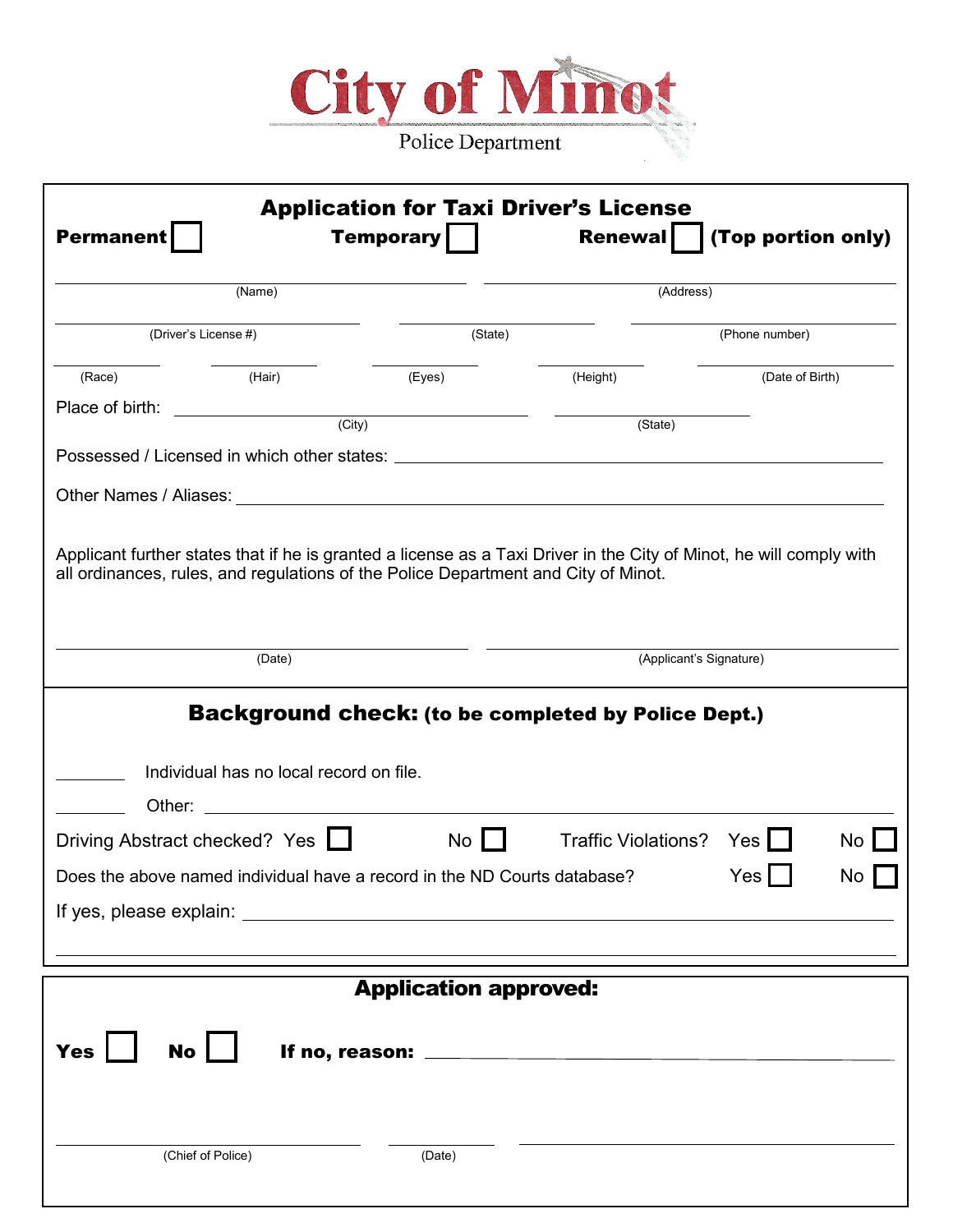# City of Minot

Police Department

## Application for Taxi Driver's License

**Permanent** ☐ **Temporary** ☐ **Renewal** ☐ **(Top portion only)**

\_\_\_\_\_\_\_\_\_\_\_\_\_\_\_\_\_\_\_\_ (Name) \_\_\_\_\_\_\_\_\_\_\_\_\_\_\_\_\_\_\_\_ (Address)

\_\_\_\_\_\_\_\_\_\_\_\_\_\_\_\_\_\_\_\_ (Driver's License #) \_\_\_\_\_\_\_\_\_\_ (State) \_\_\_\_\_\_\_\_\_\_ (Phone number)

\_\_\_\_\_\_ (Race) \_\_\_\_\_\_ (Hair) \_\_\_\_\_\_ (Eyes) \_\_\_\_\_\_ (Height) \_\_\_\_\_\_ (Date of Birth)

Place of birth: \_\_\_\_\_\_\_\_\_\_\_\_\_\_\_\_\_\_\_\_ (City) \_\_\_\_\_\_\_\_\_\_ (State)

Possessed / Licensed in which other states: \_\_\_\_\_\_\_\_\_\_\_\_\_\_\_\_\_\_\_\_

Other Names / Aliases: \_\_\_\_\_\_\_\_\_\_\_\_\_\_\_\_\_\_\_\_

Applicant further states that if he is granted a license as a Taxi Driver in the City of Minot, he will comply with all ordinances, rules, and regulations of the Police Department and City of Minot.

\_\_\_\_\_\_\_\_\_\_\_\_\_\_\_\_\_\_\_\_ (Date) \_\_\_\_\_\_\_\_\_\_\_\_\_\_\_\_\_\_\_\_ (Applicant's Signature)

## Background check: (to be completed by Police Dept.)

\_\_\_\_\_\_\_\_ Individual has no local record on file.

\_\_\_\_\_\_\_\_ Other: \_\_\_\_\_\_\_\_\_\_\_\_\_\_\_\_\_\_\_\_

Driving Abstract checked? Yes ☐ No ☐ Traffic Violations? Yes ☐ No ☐

Does the above named individual have a record in the ND Courts database? Yes ☐ No ☐

If yes, please explain: \_\_\_\_\_\_\_\_\_\_\_\_\_\_\_\_\_\_\_\_

\_\_\_\_\_\_\_\_\_\_\_\_\_\_\_\_\_\_\_\_

## Application approved:

**Yes** ☐ **No** ☐ **If no, reason:** \_\_\_\_\_\_\_\_\_\_\_\_\_\_\_\_\_\_\_\_

\_\_\_\_\_\_\_\_\_\_\_\_\_\_\_\_\_\_\_\_ (Chief of Police) \_\_\_\_\_\_\_\_\_\_ (Date) \_\_\_\_\_\_\_\_\_\_\_\_\_\_\_\_\_\_\_\_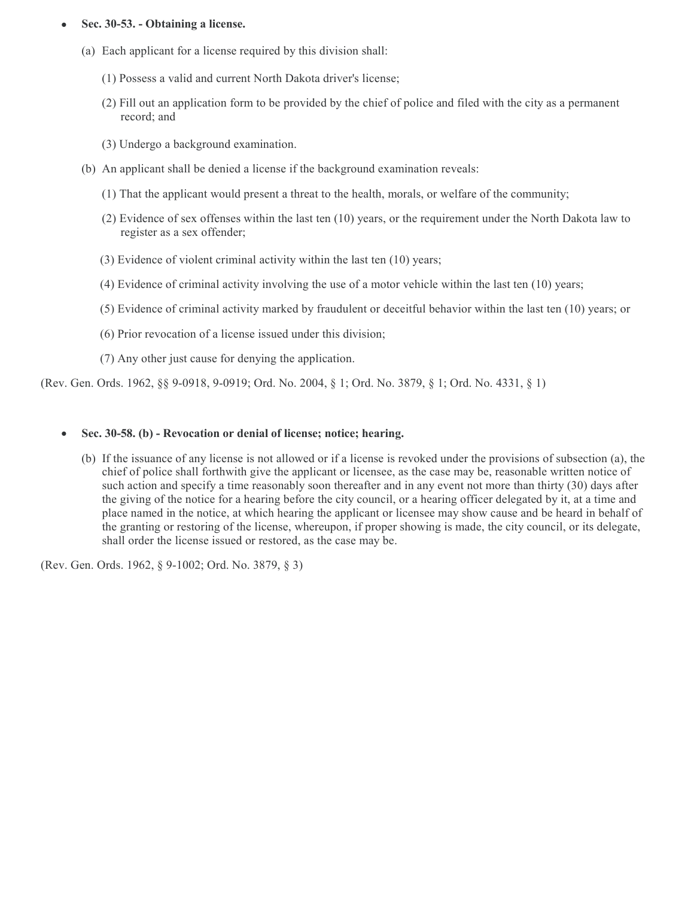- **Sec. 30-53. - Obtaining a license.**

  (a) Each applicant for a license required by this division shall:

  (1) Possess a valid and current North Dakota driver's license;

  (2) Fill out an application form to be provided by the chief of police and filed with the city as a permanent record; and

  (3) Undergo a background examination.

  (b) An applicant shall be denied a license if the background examination reveals:

  (1) That the applicant would present a threat to the health, morals, or welfare of the community;

  (2) Evidence of sex offenses within the last ten (10) years, or the requirement under the North Dakota law to register as a sex offender;

  (3) Evidence of violent criminal activity within the last ten (10) years;

  (4) Evidence of criminal activity involving the use of a motor vehicle within the last ten (10) years;

  (5) Evidence of criminal activity marked by fraudulent or deceitful behavior within the last ten (10) years; or

  (6) Prior revocation of a license issued under this division;

  (7) Any other just cause for denying the application.

(Rev. Gen. Ords. 1962, §§ 9-0918, 9-0919; Ord. No. 2004, § 1; Ord. No. 3879, § 1; Ord. No. 4331, § 1)

- **Sec. 30-58. (b) - Revocation or denial of license; notice; hearing.**

  (b) If the issuance of any license is not allowed or if a license is revoked under the provisions of subsection (a), the chief of police shall forthwith give the applicant or licensee, as the case may be, reasonable written notice of such action and specify a time reasonably soon thereafter and in any event not more than thirty (30) days after the giving of the notice for a hearing before the city council, or a hearing officer delegated by it, at a time and place named in the notice, at which hearing the applicant or licensee may show cause and be heard in behalf of the granting or restoring of the license, whereupon, if proper showing is made, the city council, or its delegate, shall order the license issued or restored, as the case may be.

(Rev. Gen. Ords. 1962, § 9-1002; Ord. No. 3879, § 3)